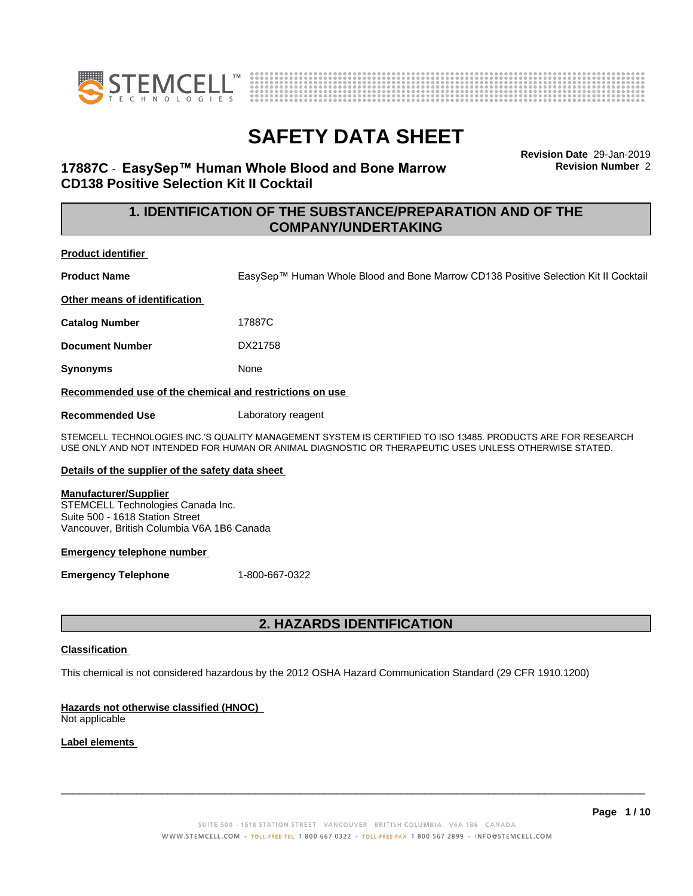# SAFETY DATA SHEET

## 17887C - EasySep™ Human Whole Blood and Bone Marrow CD138 Positive Selection Kit II Cocktail

**Revision Date** 29-Jan-2019
**Revision Number** 2

## 1. IDENTIFICATION OF THE SUBSTANCE/PREPARATION AND OF THE COMPANY/UNDERTAKING

**Product identifier**

**Product Name** EasySep™ Human Whole Blood and Bone Marrow CD138 Positive Selection Kit II Cocktail

**Other means of identification**

**Catalog Number** 17887C

**Document Number** DX21758

**Synonyms** None

**Recommended use of the chemical and restrictions on use**

**Recommended Use** Laboratory reagent

STEMCELL TECHNOLOGIES INC.'S QUALITY MANAGEMENT SYSTEM IS CERTIFIED TO ISO 13485. PRODUCTS ARE FOR RESEARCH USE ONLY AND NOT INTENDED FOR HUMAN OR ANIMAL DIAGNOSTIC OR THERAPEUTIC USES UNLESS OTHERWISE STATED.

**Details of the supplier of the safety data sheet**

**Manufacturer/Supplier**
STEMCELL Technologies Canada Inc.
Suite 500 - 1618 Station Street
Vancouver, British Columbia V6A 1B6 Canada

**Emergency telephone number**

**Emergency Telephone** 1-800-667-0322

## 2. HAZARDS IDENTIFICATION

**Classification**

This chemical is not considered hazardous by the 2012 OSHA Hazard Communication Standard (29 CFR 1910.1200)

**Hazards not otherwise classified (HNOC)**
Not applicable

**Label elements**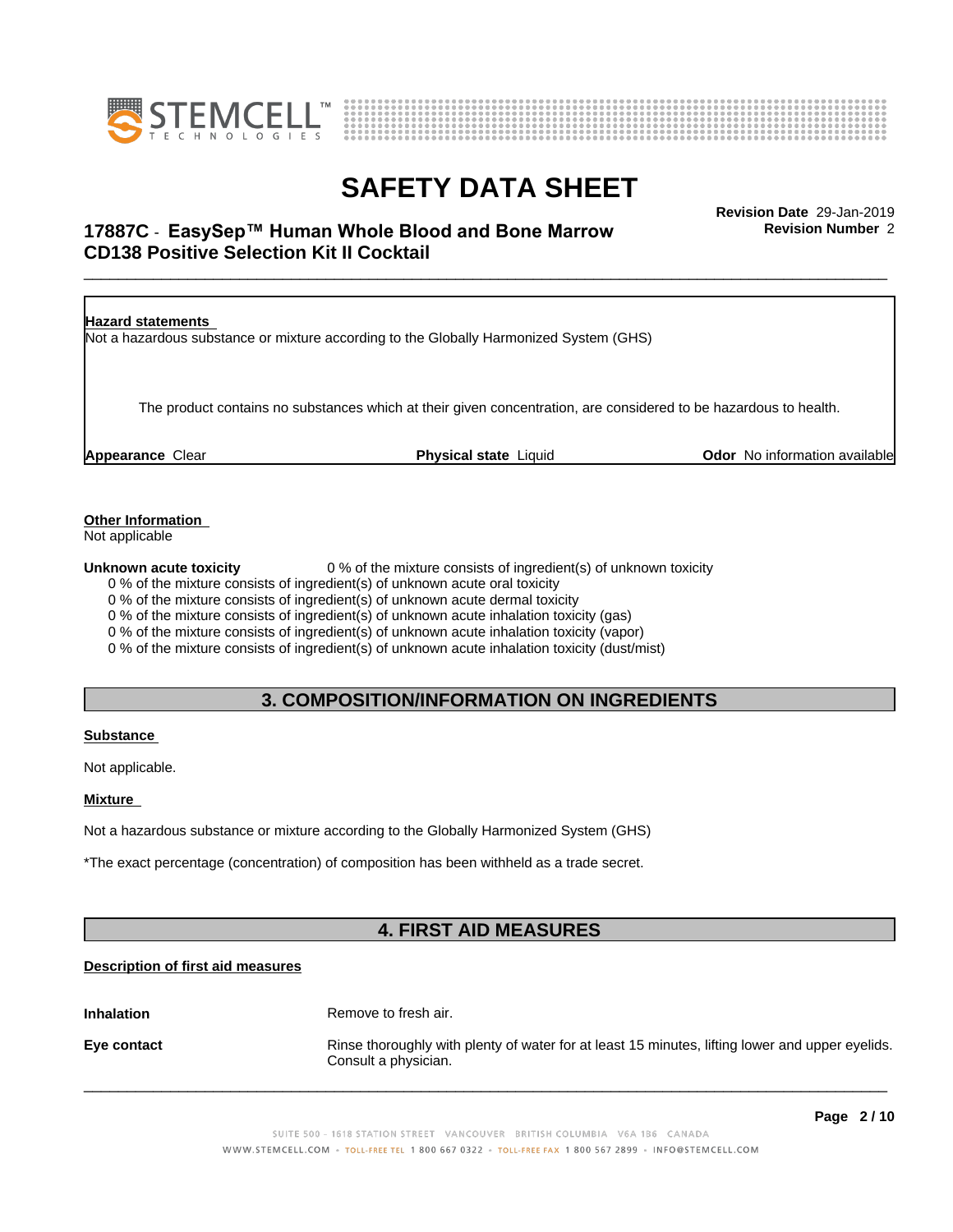**Hazard statements**

Not a hazardous substance or mixture according to the Globally Harmonized System (GHS)

The product contains no substances which at their given concentration, are considered to be hazardous to health.

**Appearance** Clear **Physical state** Liquid **Odor** No information available

**Other Information**

Not applicable

**Unknown acute toxicity** 0 % of the mixture consists of ingredient(s) of unknown toxicity

- 0 % of the mixture consists of ingredient(s) of unknown acute oral toxicity
- 0 % of the mixture consists of ingredient(s) of unknown acute dermal toxicity
- 0 % of the mixture consists of ingredient(s) of unknown acute inhalation toxicity (gas)
- 0 % of the mixture consists of ingredient(s) of unknown acute inhalation toxicity (vapor)
- 0 % of the mixture consists of ingredient(s) of unknown acute inhalation toxicity (dust/mist)

## 3. COMPOSITION/INFORMATION ON INGREDIENTS

**Substance**

Not applicable.

**Mixture**

Not a hazardous substance or mixture according to the Globally Harmonized System (GHS)

*The exact percentage (concentration) of composition has been withheld as a trade secret.

## 4. FIRST AID MEASURES

**Description of first aid measures**

**Inhalation** Remove to fresh air.

**Eye contact** Rinse thoroughly with plenty of water for at least 15 minutes, lifting lower and upper eyelids. Consult a physician.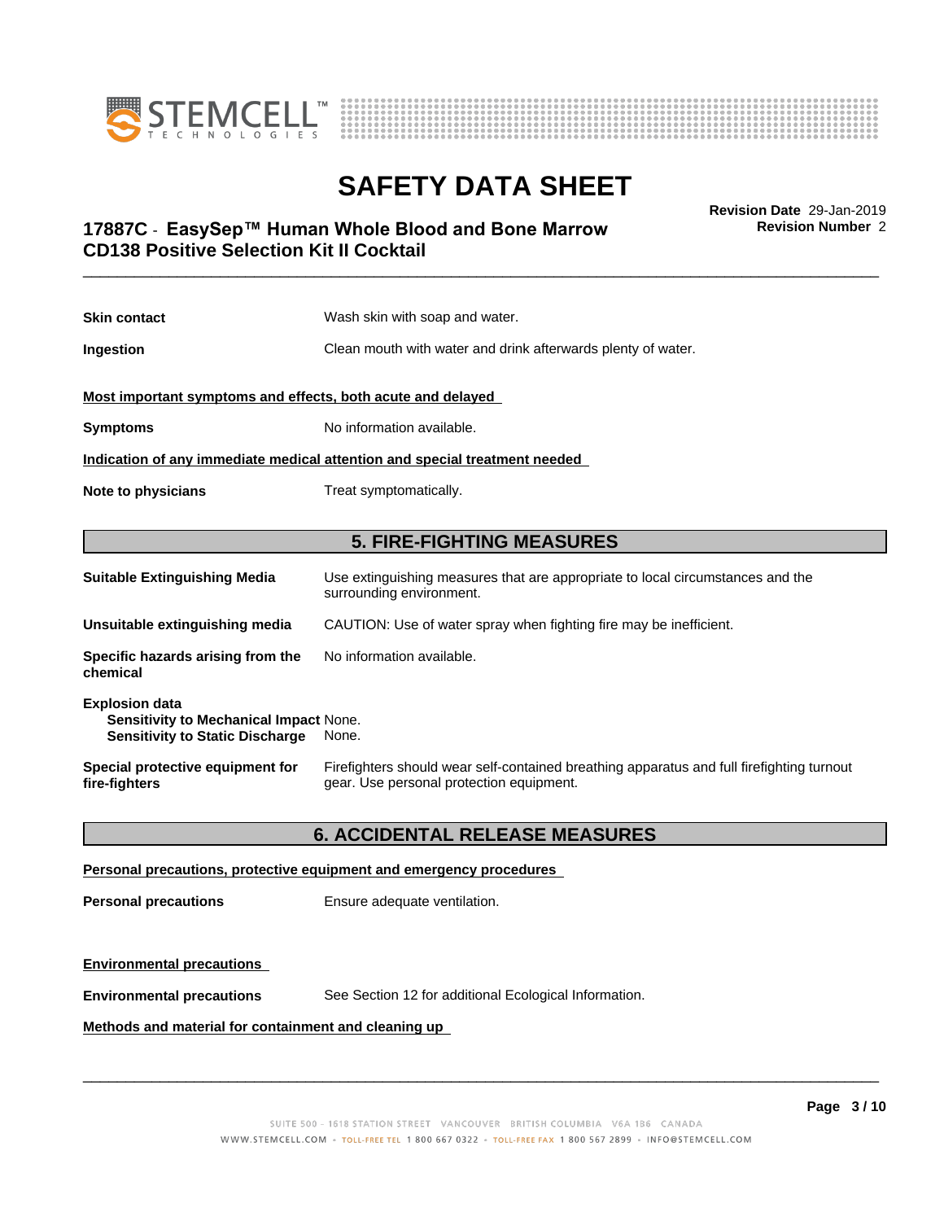**Skin contact** Wash skin with soap and water.

**Ingestion** Clean mouth with water and drink afterwards plenty of water.

**Most important symptoms and effects, both acute and delayed**

**Symptoms** No information available.

**Indication of any immediate medical attention and special treatment needed**

**Note to physicians** Treat symptomatically.

## 5. FIRE-FIGHTING MEASURES

**Suitable Extinguishing Media** Use extinguishing measures that are appropriate to local circumstances and the surrounding environment.

**Unsuitable extinguishing media** CAUTION: Use of water spray when fighting fire may be inefficient.

**Specific hazards arising from the chemical** No information available.

**Explosion data**
**Sensitivity to Mechanical Impact** None.
**Sensitivity to Static Discharge** None.

**Special protective equipment for fire-fighters** Firefighters should wear self-contained breathing apparatus and full firefighting turnout gear. Use personal protection equipment.

## 6. ACCIDENTAL RELEASE MEASURES

**Personal precautions, protective equipment and emergency procedures**

**Personal precautions** Ensure adequate ventilation.

**Environmental precautions**

**Environmental precautions** See Section 12 for additional Ecological Information.

**Methods and material for containment and cleaning up**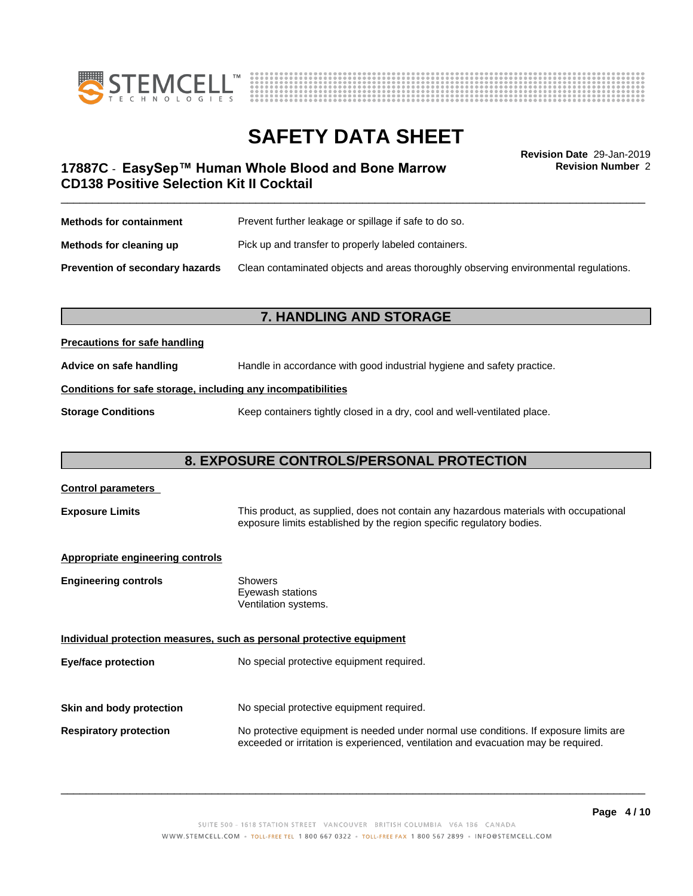| | |
|---|---|
| **Methods for containment** | Prevent further leakage or spillage if safe to do so. |
| **Methods for cleaning up** | Pick up and transfer to properly labeled containers. |
| **Prevention of secondary hazards** | Clean contaminated objects and areas thoroughly observing environmental regulations. |

## 7. HANDLING AND STORAGE

**Precautions for safe handling**

**Advice on safe handling** Handle in accordance with good industrial hygiene and safety practice.

**Conditions for safe storage, including any incompatibilities**

**Storage Conditions** Keep containers tightly closed in a dry, cool and well-ventilated place.

## 8. EXPOSURE CONTROLS/PERSONAL PROTECTION

**Control parameters**

**Exposure Limits** This product, as supplied, does not contain any hazardous materials with occupational exposure limits established by the region specific regulatory bodies.

**Appropriate engineering controls**

**Engineering controls**
Showers
Eyewash stations
Ventilation systems.

**Individual protection measures, such as personal protective equipment**

**Eye/face protection** No special protective equipment required.

**Skin and body protection** No special protective equipment required.

**Respiratory protection** No protective equipment is needed under normal use conditions. If exposure limits are exceeded or irritation is experienced, ventilation and evacuation may be required.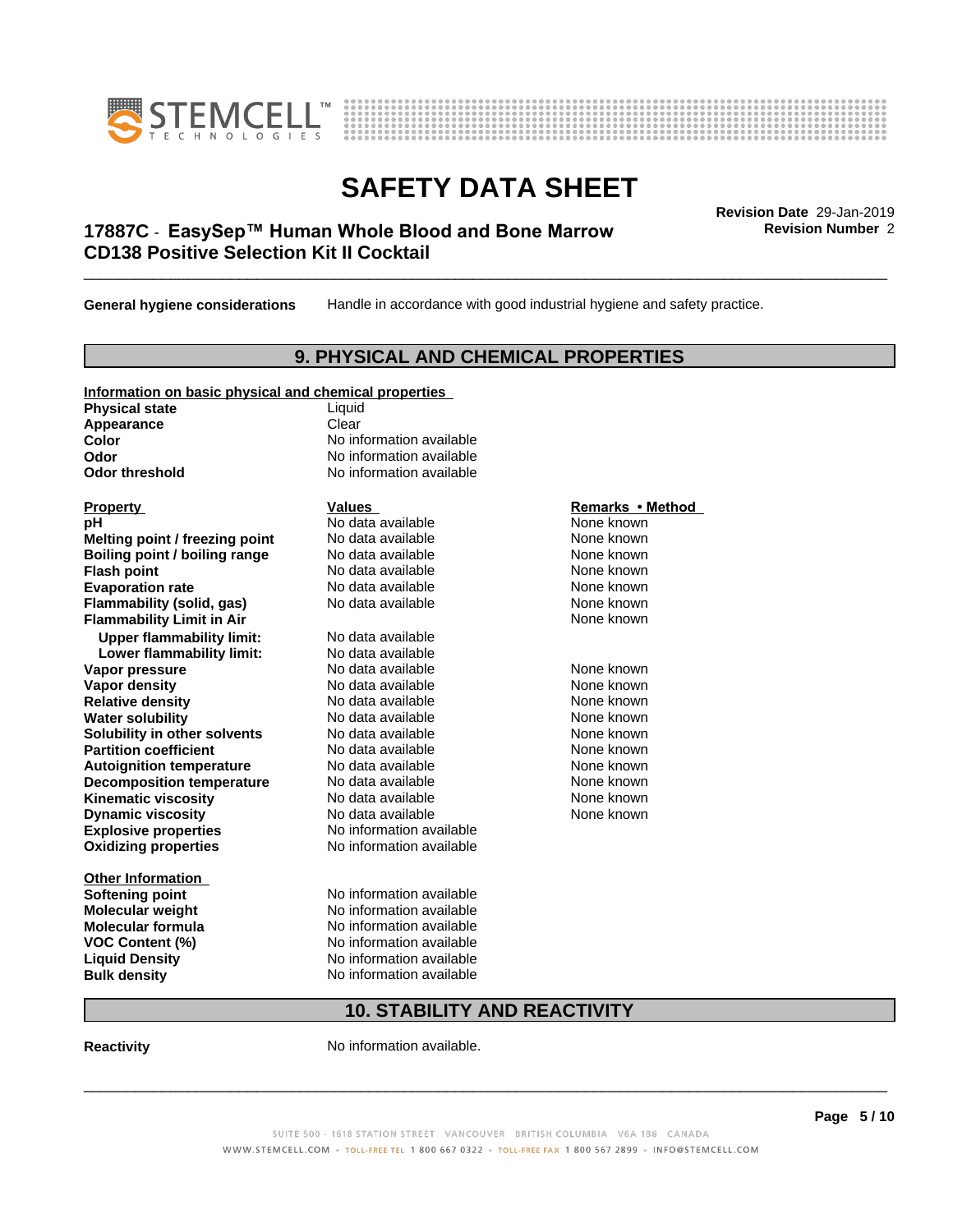**General hygiene considerations** Handle in accordance with good industrial hygiene and safety practice.

## 9. PHYSICAL AND CHEMICAL PROPERTIES

**Information on basic physical and chemical properties**

| | |
|---|---|
| **Physical state** | Liquid |
| **Appearance** | Clear |
| **Color** | No information available |
| **Odor** | No information available |
| **Odor threshold** | No information available |

| Property | Values | Remarks • Method |
|---|---|---|
| **pH** | No data available | None known |
| **Melting point / freezing point** | No data available | None known |
| **Boiling point / boiling range** | No data available | None known |
| **Flash point** | No data available | None known |
| **Evaporation rate** | No data available | None known |
| **Flammability (solid, gas)** | No data available | None known |
| **Flammability Limit in Air** | | None known |
| **Upper flammability limit:** | No data available | |
| **Lower flammability limit:** | No data available | |
| **Vapor pressure** | No data available | None known |
| **Vapor density** | No data available | None known |
| **Relative density** | No data available | None known |
| **Water solubility** | No data available | None known |
| **Solubility in other solvents** | No data available | None known |
| **Partition coefficient** | No data available | None known |
| **Autoignition temperature** | No data available | None known |
| **Decomposition temperature** | No data available | None known |
| **Kinematic viscosity** | No data available | None known |
| **Dynamic viscosity** | No data available | None known |
| **Explosive properties** | No information available | |
| **Oxidizing properties** | No information available | |

**Other Information**

| | |
|---|---|
| **Softening point** | No information available |
| **Molecular weight** | No information available |
| **Molecular formula** | No information available |
| **VOC Content (%)** | No information available |
| **Liquid Density** | No information available |
| **Bulk density** | No information available |

## 10. STABILITY AND REACTIVITY

**Reactivity** No information available.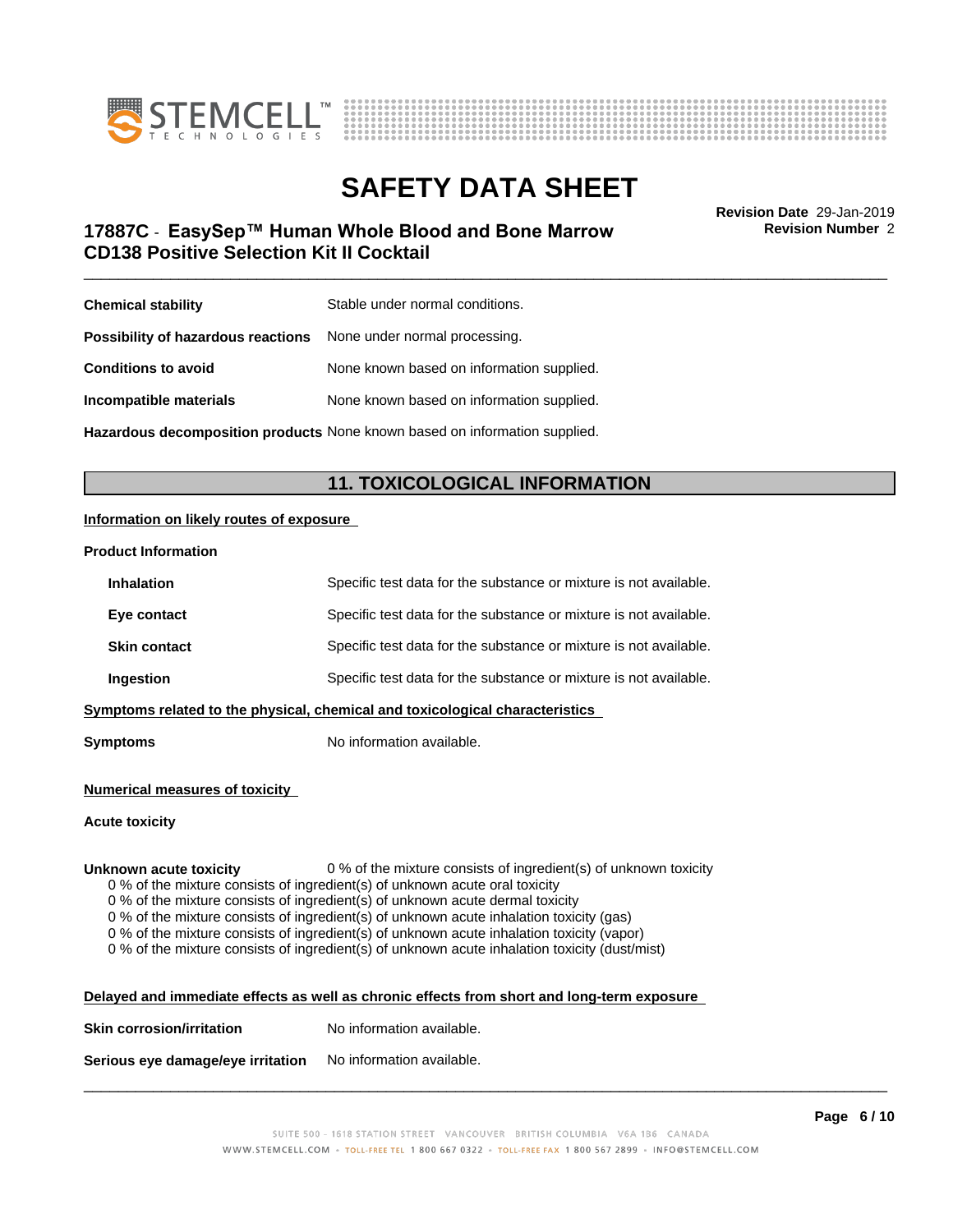**Chemical stability** Stable under normal conditions.

**Possibility of hazardous reactions** None under normal processing.

**Conditions to avoid** None known based on information supplied.

**Incompatible materials** None known based on information supplied.

**Hazardous decomposition products** None known based on information supplied.

## 11. TOXICOLOGICAL INFORMATION

**Information on likely routes of exposure**

**Product Information**

**Inhalation** Specific test data for the substance or mixture is not available.

**Eye contact** Specific test data for the substance or mixture is not available.

**Skin contact** Specific test data for the substance or mixture is not available.

**Ingestion** Specific test data for the substance or mixture is not available.

**Symptoms related to the physical, chemical and toxicological characteristics**

**Symptoms** No information available.

**Numerical measures of toxicity**

**Acute toxicity**

**Unknown acute toxicity** 0 % of the mixture consists of ingredient(s) of unknown toxicity
0 % of the mixture consists of ingredient(s) of unknown acute oral toxicity
0 % of the mixture consists of ingredient(s) of unknown acute dermal toxicity
0 % of the mixture consists of ingredient(s) of unknown acute inhalation toxicity (gas)
0 % of the mixture consists of ingredient(s) of unknown acute inhalation toxicity (vapor)
0 % of the mixture consists of ingredient(s) of unknown acute inhalation toxicity (dust/mist)

**Delayed and immediate effects as well as chronic effects from short and long-term exposure**

**Skin corrosion/irritation** No information available.

**Serious eye damage/eye irritation** No information available.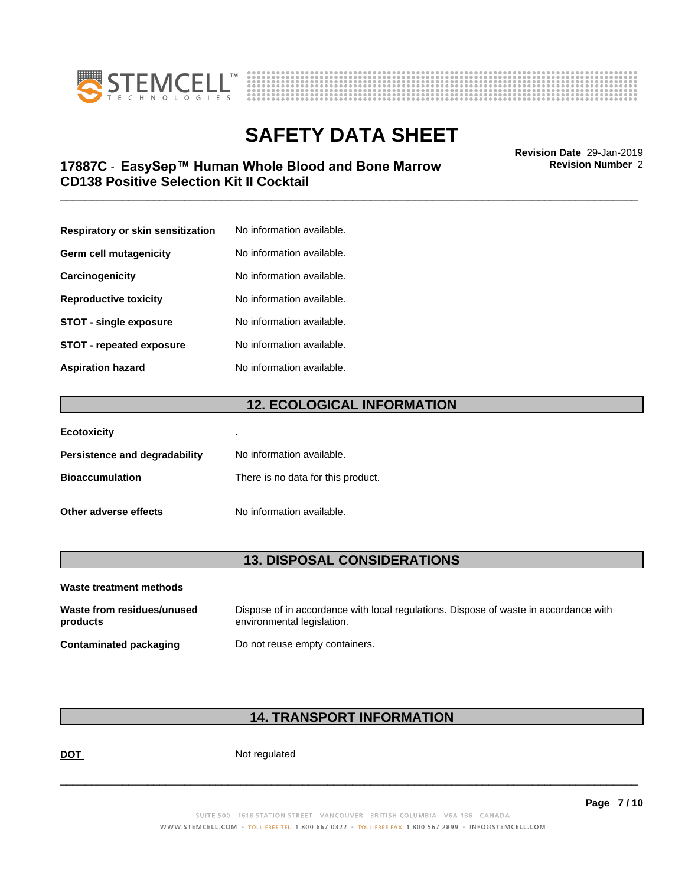| | |
|---|---|
| **Respiratory or skin sensitization** | No information available. |
| **Germ cell mutagenicity** | No information available. |
| **Carcinogenicity** | No information available. |
| **Reproductive toxicity** | No information available. |
| **STOT - single exposure** | No information available. |
| **STOT - repeated exposure** | No information available. |
| **Aspiration hazard** | No information available. |

## 12. ECOLOGICAL INFORMATION

| | |
|---|---|
| **Ecotoxicity** | . |
| **Persistence and degradability** | No information available. |
| **Bioaccumulation** | There is no data for this product. |
| **Other adverse effects** | No information available. |

## 13. DISPOSAL CONSIDERATIONS

**Waste treatment methods**

| | |
|---|---|
| **Waste from residues/unused products** | Dispose of in accordance with local regulations. Dispose of waste in accordance with environmental legislation. |
| **Contaminated packaging** | Do not reuse empty containers. |

## 14. TRANSPORT INFORMATION

**DOT** Not regulated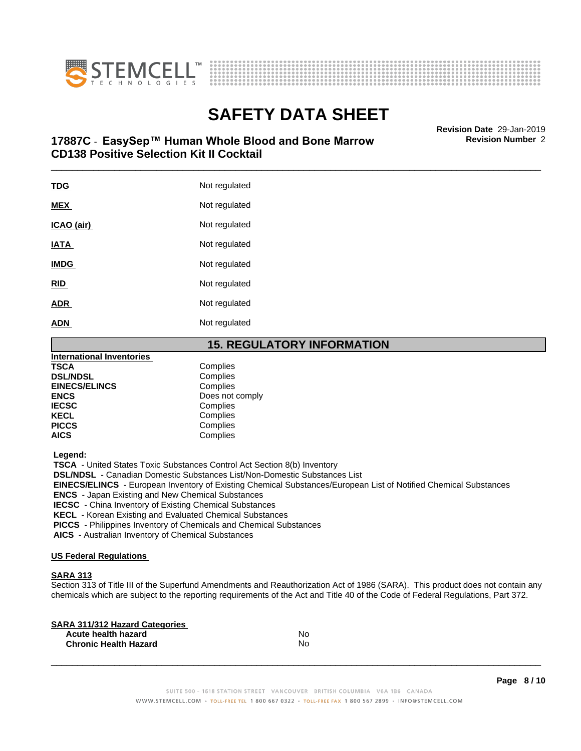| | |
|---|---|
| **TDG** | Not regulated |
| **MEX** | Not regulated |
| **ICAO (air)** | Not regulated |
| **IATA** | Not regulated |
| **IMDG** | Not regulated |
| **RID** | Not regulated |
| **ADR** | Not regulated |
| **ADN** | Not regulated |

## 15. REGULATORY INFORMATION

**International Inventories**

| | |
|---|---|
| **TSCA** | Complies |
| **DSL/NDSL** | Complies |
| **EINECS/ELINCS** | Complies |
| **ENCS** | Does not comply |
| **IECSC** | Complies |
| **KECL** | Complies |
| **PICCS** | Complies |
| **AICS** | Complies |

**Legend:**

**TSCA** - United States Toxic Substances Control Act Section 8(b) Inventory
**DSL/NDSL** - Canadian Domestic Substances List/Non-Domestic Substances List
**EINECS/ELINCS** - European Inventory of Existing Chemical Substances/European List of Notified Chemical Substances
**ENCS** - Japan Existing and New Chemical Substances
**IECSC** - China Inventory of Existing Chemical Substances
**KECL** - Korean Existing and Evaluated Chemical Substances
**PICCS** - Philippines Inventory of Chemicals and Chemical Substances
**AICS** - Australian Inventory of Chemical Substances

**US Federal Regulations**

**SARA 313**

Section 313 of Title III of the Superfund Amendments and Reauthorization Act of 1986 (SARA). This product does not contain any chemicals which are subject to the reporting requirements of the Act and Title 40 of the Code of Federal Regulations, Part 372.

**SARA 311/312 Hazard Categories**

| | |
|---|---|
| **Acute health hazard** | No |
| **Chronic Health Hazard** | No |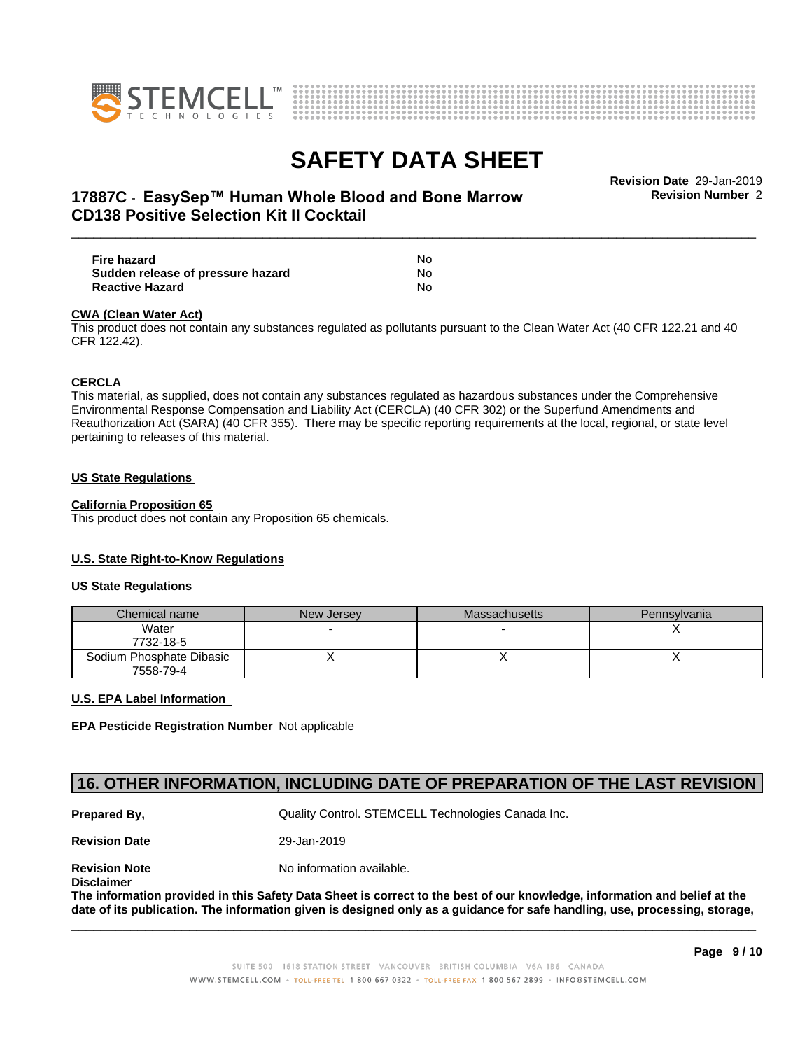| | |
|---|---|
| **Fire hazard** | No |
| **Sudden release of pressure hazard** | No |
| **Reactive Hazard** | No |

**CWA (Clean Water Act)**

This product does not contain any substances regulated as pollutants pursuant to the Clean Water Act (40 CFR 122.21 and 40 CFR 122.42).

**CERCLA**

This material, as supplied, does not contain any substances regulated as hazardous substances under the Comprehensive Environmental Response Compensation and Liability Act (CERCLA) (40 CFR 302) or the Superfund Amendments and Reauthorization Act (SARA) (40 CFR 355). There may be specific reporting requirements at the local, regional, or state level pertaining to releases of this material.

**US State Regulations**

**California Proposition 65**

This product does not contain any Proposition 65 chemicals.

**U.S. State Right-to-Know Regulations**

**US State Regulations**

| Chemical name | New Jersey | Massachusetts | Pennsylvania |
|---|---|---|---|
| Water 7732-18-5 | - | - | X |
| Sodium Phosphate Dibasic 7558-79-4 | X | X | X |

**U.S. EPA Label Information**

**EPA Pesticide Registration Number** Not applicable

## 16. OTHER INFORMATION, INCLUDING DATE OF PREPARATION OF THE LAST REVISION

**Prepared By,** Quality Control. STEMCELL Technologies Canada Inc.

**Revision Date** 29-Jan-2019

**Revision Note** No information available.

**Disclaimer**

**The information provided in this Safety Data Sheet is correct to the best of our knowledge, information and belief at the date of its publication. The information given is designed only as a guidance for safe handling, use, processing, storage,**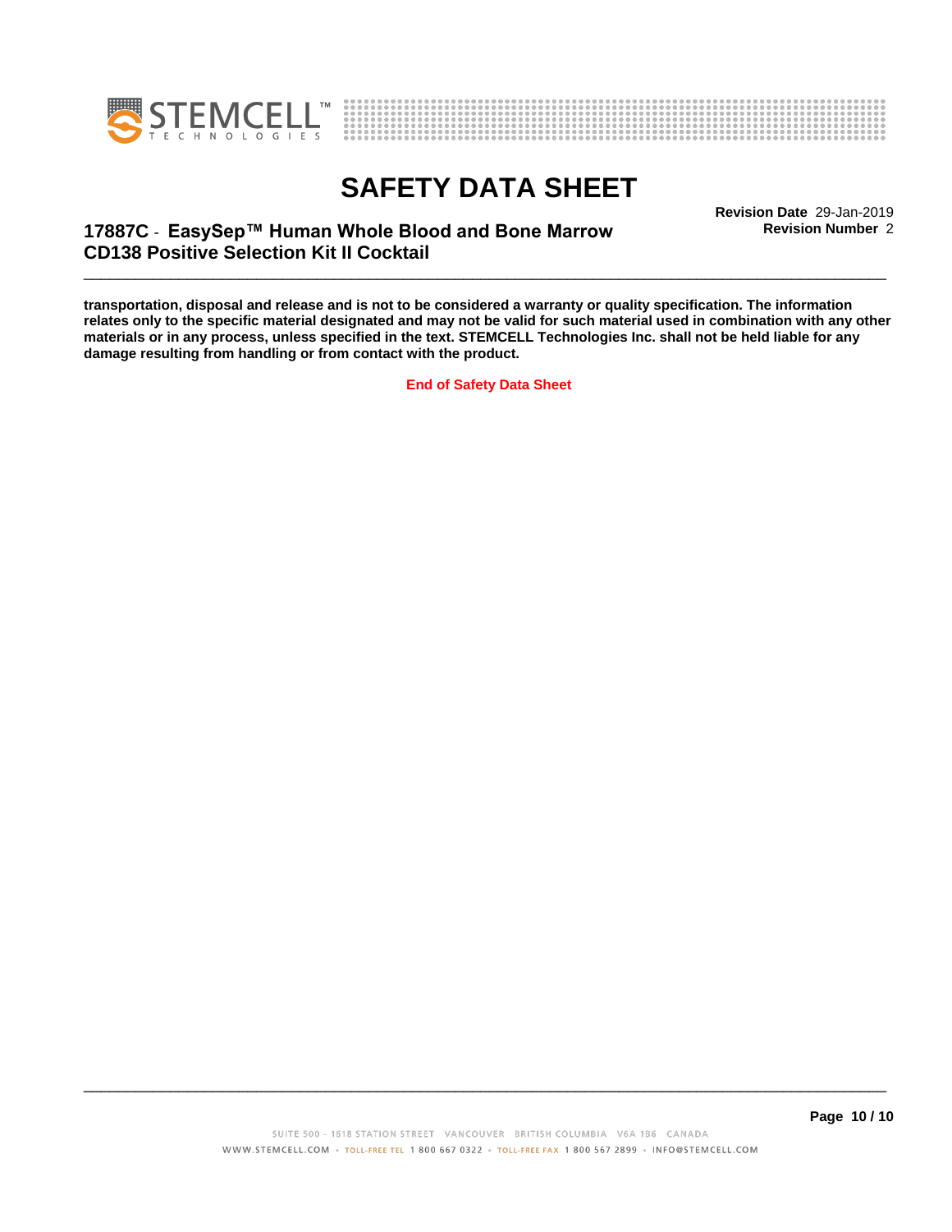**transportation, disposal and release and is not to be considered a warranty or quality specification. The information relates only to the specific material designated and may not be valid for such material used in combination with any other materials or in any process, unless specified in the text. STEMCELL Technologies Inc. shall not be held liable for any damage resulting from handling or from contact with the product.**

**End of Safety Data Sheet**